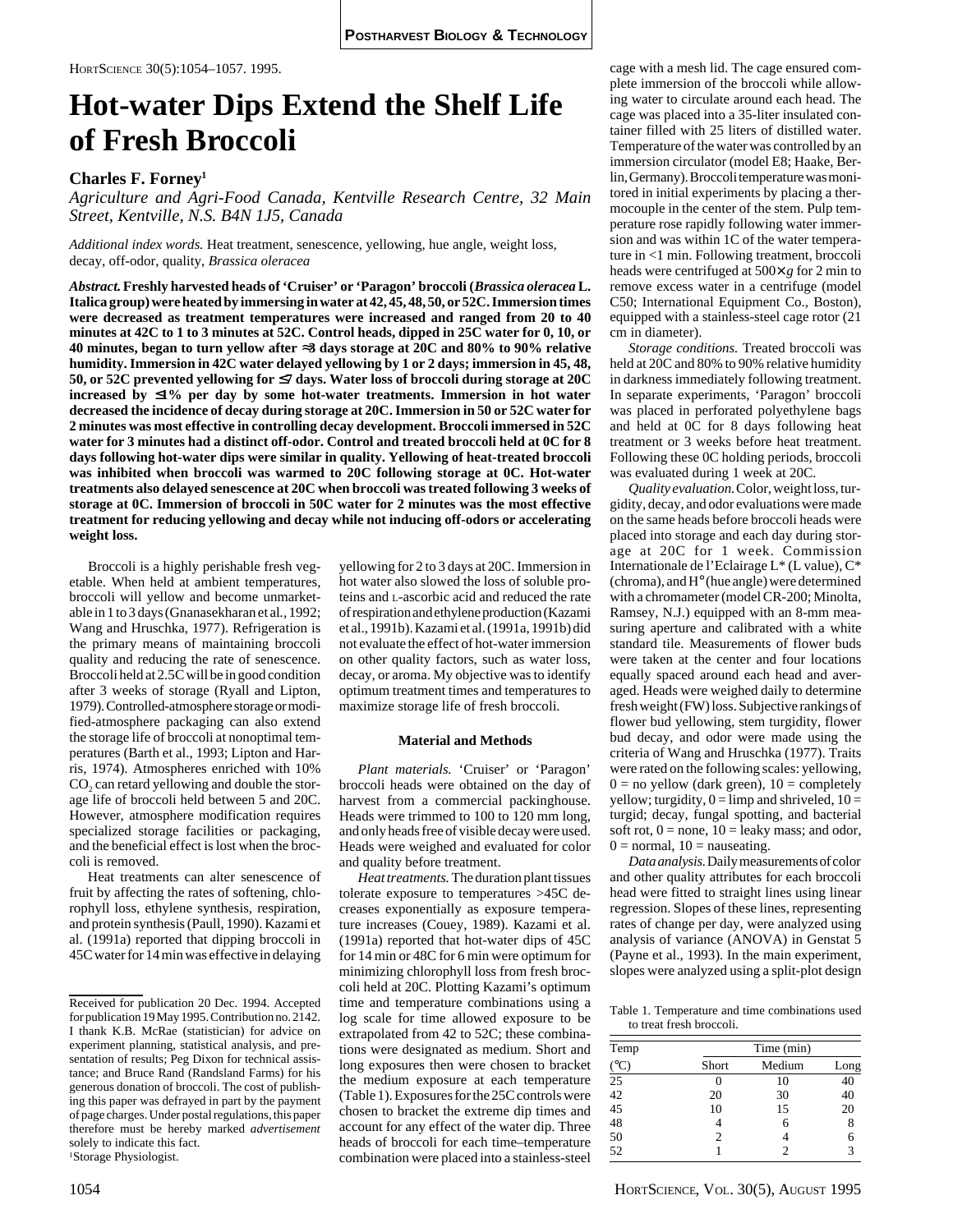# Hot-water Dips Extend the Shelf Life of Fresh Broccoli

**Charles F. Forney**[1]

*Agriculture and Agri-Food Canada, Kentville Research Centre, 32 Main Street, Kentville, N.S. B4N 1J5, Canada*

*Additional index words.* Heat treatment, senescence, yellowing, hue angle, weight loss, decay, off-odor, quality, *Brassica oleracea*

***Abstract.*** **Freshly harvested heads of 'Cruiser' or 'Paragon' broccoli (*Brassica oleracea* L. Italica group) were heated by immersing in water at 42, 45, 48, 50, or 52C. Immersion times were decreased as treatment temperatures were increased and ranged from 20 to 40 minutes at 42C to 1 to 3 minutes at 52C. Control heads, dipped in 25C water for 0, 10, or 40 minutes, began to turn yellow after ≈3 days storage at 20C and 80% to 90% relative humidity. Immersion in 42C water delayed yellowing by 1 or 2 days; immersion in 45, 48, 50, or 52C prevented yellowing for ≤7 days. Water loss of broccoli during storage at 20C increased by ≤1% per day by some hot-water treatments. Immersion in hot water decreased the incidence of decay during storage at 20C. Immersion in 50 or 52C water for 2 minutes was most effective in controlling decay development. Broccoli immersed in 52C water for 3 minutes had a distinct off-odor. Control and treated broccoli held at 0C for 8 days following hot-water dips were similar in quality. Yellowing of heat-treated broccoli was inhibited when broccoli was warmed to 20C following storage at 0C. Hot-water treatments also delayed senescence at 20C when broccoli was treated following 3 weeks of storage at 0C. Immersion of broccoli in 50C water for 2 minutes was the most effective treatment for reducing yellowing and decay while not inducing off-odors or accelerating weight loss.**

Broccoli is a highly perishable fresh vegetable. When held at ambient temperatures, broccoli will yellow and become unmarketable in 1 to 3 days (Gnanasekharan et al., 1992; Wang and Hruschka, 1977). Refrigeration is the primary means of maintaining broccoli quality and reducing the rate of senescence. Broccoli held at 2.5C will be in good condition after 3 weeks of storage (Ryall and Lipton, 1979). Controlled-atmosphere storage or modified-atmosphere packaging can also extend the storage life of broccoli at nonoptimal temperatures (Barth et al., 1993; Lipton and Harris, 1974). Atmospheres enriched with 10% $CO_2$ can retard yellowing and double the storage life of broccoli held between 5 and 20C. However, atmosphere modification requires specialized storage facilities or packaging, and the beneficial effect is lost when the broccoli is removed.

Heat treatments can alter senescence of fruit by affecting the rates of softening, chlorophyll loss, ethylene synthesis, respiration, and protein synthesis (Paull, 1990). Kazami et al. (1991a) reported that dipping broccoli in 45C water for 14 min was effective in delaying yellowing for 2 to 3 days at 20C. Immersion in hot water also slowed the loss of soluble proteins and L-ascorbic acid and reduced the rate of respiration and ethylene production (Kazami et al., 1991b). Kazami et al. (1991a, 1991b) did not evaluate the effect of hot-water immersion on other quality factors, such as water loss, decay, or aroma. My objective was to identify optimum treatment times and temperatures to maximize storage life of fresh broccoli.

## Material and Methods

*Plant materials.* 'Cruiser' or 'Paragon' broccoli heads were obtained on the day of harvest from a commercial packinghouse. Heads were trimmed to 100 to 120 mm long, and only heads free of visible decay were used. Heads were weighed and evaluated for color and quality before treatment.

*Heat treatments.* The duration plant tissues tolerate exposure to temperatures >45C decreases exponentially as exposure temperature increases (Couey, 1989). Kazami et al. (1991a) reported that hot-water dips of 45C for 14 min or 48C for 6 min were optimum for minimizing chlorophyll loss from fresh broccoli held at 20C. Plotting Kazami's optimum time and temperature combinations using a log scale for time allowed exposure to be extrapolated from 42 to 52C; these combinations were designated as medium. Short and long exposures then were chosen to bracket the medium exposure at each temperature (Table 1). Exposures for the 25C controls were chosen to bracket the extreme dip times and account for any effect of the water dip. Three heads of broccoli for each time–temperature combination were placed into a stainless-steel cage with a mesh lid. The cage ensured complete immersion of the broccoli while allowing water to circulate around each head. The cage was placed into a 35-liter insulated container filled with 25 liters of distilled water. Temperature of the water was controlled by an immersion circulator (model E8; Haake, Berlin, Germany). Broccoli temperature was monitored in initial experiments by placing a thermocouple in the center of the stem. Pulp temperature rose rapidly following water immersion and was within 1C of the water temperature in <1 min. Following treatment, broccoli heads were centrifuged at 500× *g* for 2 min to remove excess water in a centrifuge (model C50; International Equipment Co., Boston), equipped with a stainless-steel cage rotor (21 cm in diameter).

*Storage conditions.* Treated broccoli was held at 20C and 80% to 90% relative humidity in darkness immediately following treatment. In separate experiments, 'Paragon' broccoli was placed in perforated polyethylene bags and held at 0C for 8 days following heat treatment or 3 weeks before heat treatment. Following these 0C holding periods, broccoli was evaluated during 1 week at 20C.

*Quality evaluation.* Color, weight loss, turgidity, decay, and odor evaluations were made on the same heads before broccoli heads were placed into storage and each day during storage at 20C for 1 week. Commission Internationale de l'Eclairage L* (L value), C* (chroma), and H° (hue angle) were determined with a chromameter (model CR-200; Minolta, Ramsey, N.J.) equipped with an 8-mm measuring aperture and calibrated with a white standard tile. Measurements of flower buds were taken at the center and four locations equally spaced around each head and averaged. Heads were weighed daily to determine fresh weight (FW) loss. Subjective rankings of flower bud yellowing, stem turgidity, flower bud decay, and odor were made using the criteria of Wang and Hruschka (1977). Traits were rated on the following scales: yellowing, 0 = no yellow (dark green), 10 = completely yellow; turgidity, 0 = limp and shriveled, 10 = turgid; decay, fungal spotting, and bacterial soft rot, 0 = none, 10 = leaky mass; and odor, 0 = normal, 10 = nauseating.

*Data analysis.* Daily measurements of color and other quality attributes for each broccoli head were fitted to straight lines using linear regression. Slopes of these lines, representing rates of change per day, were analyzed using analysis of variance (ANOVA) in Genstat 5 (Payne et al., 1993). In the main experiment, slopes were analyzed using a split-plot design

Table 1. Temperature and time combinations used to treat fresh broccoli.

| Temp (°C) | Time (min) | | |
|---|---|---|---|
| | Short | Medium | Long |
| 25 | 0 | 10 | 40 |
| 42 | 20 | 30 | 40 |
| 45 | 10 | 15 | 20 |
| 48 | 4 | 6 | 8 |
| 50 | 2 | 4 | 6 |
| 52 | 1 | 2 | 3 |

Received for publication 20 Dec. 1994. Accepted for publication 19 May 1995. Contribution no. 2142. I thank K.B. McRae (statistician) for advice on experiment planning, statistical analysis, and presentation of results; Peg Dixon for technical assistance; and Bruce Rand (Randsland Farms) for his generous donation of broccoli. The cost of publishing this paper was defrayed in part by the payment of page charges. Under postal regulations, this paper therefore must be hereby marked *advertisement* solely to indicate this fact.

[1]Storage Physiologist.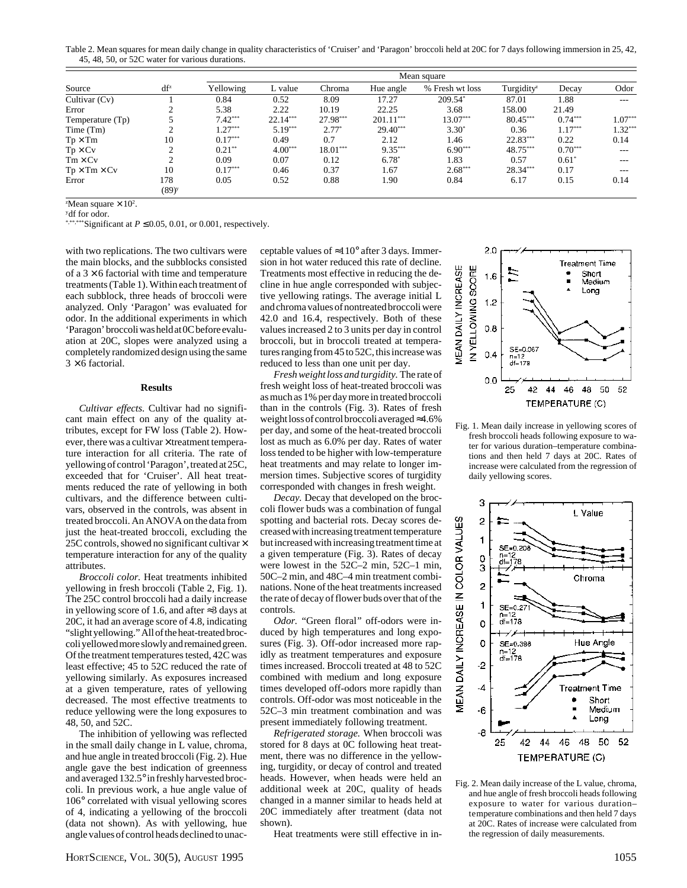Table 2. Mean squares for mean daily change in quality characteristics of 'Cruiser' and 'Paragon' broccoli held at 20C for 7 days following immersion in 25, 42, 45, 48, 50, or 52C water for various durations.

| Source | df[z] | Mean square | | | | | | | |
|---|---|---|---|---|---|---|---|---|---|
| | | Yellowing | L value | Chroma | Hue angle | % Fresh wt loss | Turgidity[z] | Decay | Odor |
| Cultivar (Cv) | 1 | 0.84 | 0.52 | 8.09 | 17.27 | 209.54* | 87.01 | 1.88 | --- |
| Error | 2 | 5.38 | 2.22 | 10.19 | 22.25 | 3.68 | 158.00 | 21.49 | |
| Temperature (Tp) | 5 | 7.42*** | 22.14*** | 27.98*** | 201.11*** | 13.07*** | 80.45*** | 0.74*** | 1.07*** |
| Time (Tm) | 2 | 1.27*** | 5.19*** | 2.77* | 29.40*** | 3.30* | 0.36 | 1.17*** | 1.32*** |
| Tp × Tm | 10 | 0.17*** | 0.49 | 0.7 | 2.12 | 1.46 | 22.83*** | 0.22 | 0.14 |
| Tp × Cv | 2 | 0.21** | 4.00*** | 18.01*** | 9.35*** | 6.90*** | 48.75*** | 0.70*** | --- |
| Tm × Cv | 2 | 0.09 | 0.07 | 0.12 | 6.78* | 1.83 | 0.57 | 0.61* | --- |
| Tp × Tm × Cv | 10 | 0.17*** | 0.46 | 0.37 | 1.67 | 2.68*** | 28.34*** | 0.17 | --- |
| Error | 178 (89)[y] | 0.05 | 0.52 | 0.88 | 1.90 | 0.84 | 6.17 | 0.15 | 0.14 |

[z]Mean square × $10^2$.

[y]df for odor.

*,**,***Significant at $P \leq 0.05$, 0.01, or 0.001, respectively.

with two replications. The two cultivars were the main blocks, and the subblocks consisted of a 3 × 6 factorial with time and temperature treatments (Table 1). Within each treatment of each subblock, three heads of broccoli were analyzed. Only 'Paragon' was evaluated for odor. In the additional experiments in which 'Paragon' broccoli was held at 0C before evaluation at 20C, slopes were analyzed using a completely randomized design using the same 3 × 6 factorial.

## Results

*Cultivar effects.* Cultivar had no significant main effect on any of the quality attributes, except for FW loss (Table 2). However, there was a cultivar × treatment temperature interaction for all criteria. The rate of yellowing of control 'Paragon', treated at 25C, exceeded that for 'Cruiser'. All heat treatments reduced the rate of yellowing in both cultivars, and the difference between cultivars, observed in the controls, was absent in treated broccoli. An ANOVA on the data from just the heat-treated broccoli, excluding the 25C controls, showed no significant cultivar × temperature interaction for any of the quality attributes.

*Broccoli color.* Heat treatments inhibited yellowing in fresh broccoli (Table 2, Fig. 1). The 25C control broccoli had a daily increase in yellowing score of 1.6, and after ≈3 days at 20C, it had an average score of 4.8, indicating "slight yellowing." All of the heat-treated broccoli yellowed more slowly and remained green. Of the treatment temperatures tested, 42C was least effective; 45 to 52C reduced the rate of yellowing similarly. As exposures increased at a given temperature, rates of yellowing decreased. The most effective treatments to reduce yellowing were the long exposures to 48, 50, and 52C.

The inhibition of yellowing was reflected in the small daily change in L value, chroma, and hue angle in treated broccoli (Fig. 2). Hue angle gave the best indication of greenness and averaged 132.5° in freshly harvested broccoli. In previous work, a hue angle value of 106° correlated with visual yellowing scores of 4, indicating a yellowing of the broccoli (data not shown). As with yellowing, hue angle values of control heads declined to unacceptable values of ≈110° after 3 days. Immersion in hot water reduced this rate of decline. Treatments most effective in reducing the decline in hue angle corresponded with subjective yellowing ratings. The average initial L and chroma values of nontreated broccoli were 42.0 and 16.4, respectively. Both of these values increased 2 to 3 units per day in control broccoli, but in broccoli treated at temperatures ranging from 45 to 52C, this increase was reduced to less than one unit per day.

*Fresh weight loss and turgidity.* The rate of fresh weight loss of heat-treated broccoli was as much as 1% per day more in treated broccoli than in the controls (Fig. 3). Rates of fresh weight loss of control broccoli averaged ≈4.6% per day, and some of the heat-treated broccoli lost as much as 6.0% per day. Rates of water loss tended to be higher with low-temperature heat treatments and may relate to longer immersion times. Subjective scores of turgidity corresponded with changes in fresh weight.

*Decay.* Decay that developed on the broccoli flower buds was a combination of fungal spotting and bacterial rots. Decay scores decreased with increasing treatment temperature but increased with increasing treatment time at a given temperature (Fig. 3). Rates of decay were lowest in the 52C–2 min, 52C–1 min, 50C–2 min, and 48C–4 min treatment combinations. None of the heat treatments increased the rate of decay of flower buds over that of the controls.

*Odor.* "Green floral" off-odors were induced by high temperatures and long exposures (Fig. 3). Off-odor increased more rapidly as treatment temperatures and exposure times increased. Broccoli treated at 48 to 52C combined with medium and long exposure times developed off-odors more rapidly than controls. Off-odor was most noticeable in the 52C–3 min treatment combination and was present immediately following treatment.

*Refrigerated storage.* When broccoli was stored for 8 days at 0C following heat treatment, there was no difference in the yellowing, turgidity, or decay of control and treated heads. However, when heads were held an additional week at 20C, quality of heads changed in a manner similar to heads held at 20C immediately after treatment (data not shown).

Heat treatments were still effective in in-

Fig. 1. Mean daily increase in yellowing scores of fresh broccoli heads following exposure to water for various duration–temperature combinations and then held 7 days at 20C. Rates of increase were calculated from the regression of daily yellowing scores.

Fig. 2. Mean daily increase of the L value, chroma, and hue angle of fresh broccoli heads following exposure to water for various duration–temperature combinations and then held 7 days at 20C. Rates of increase were calculated from the regression of daily measurements.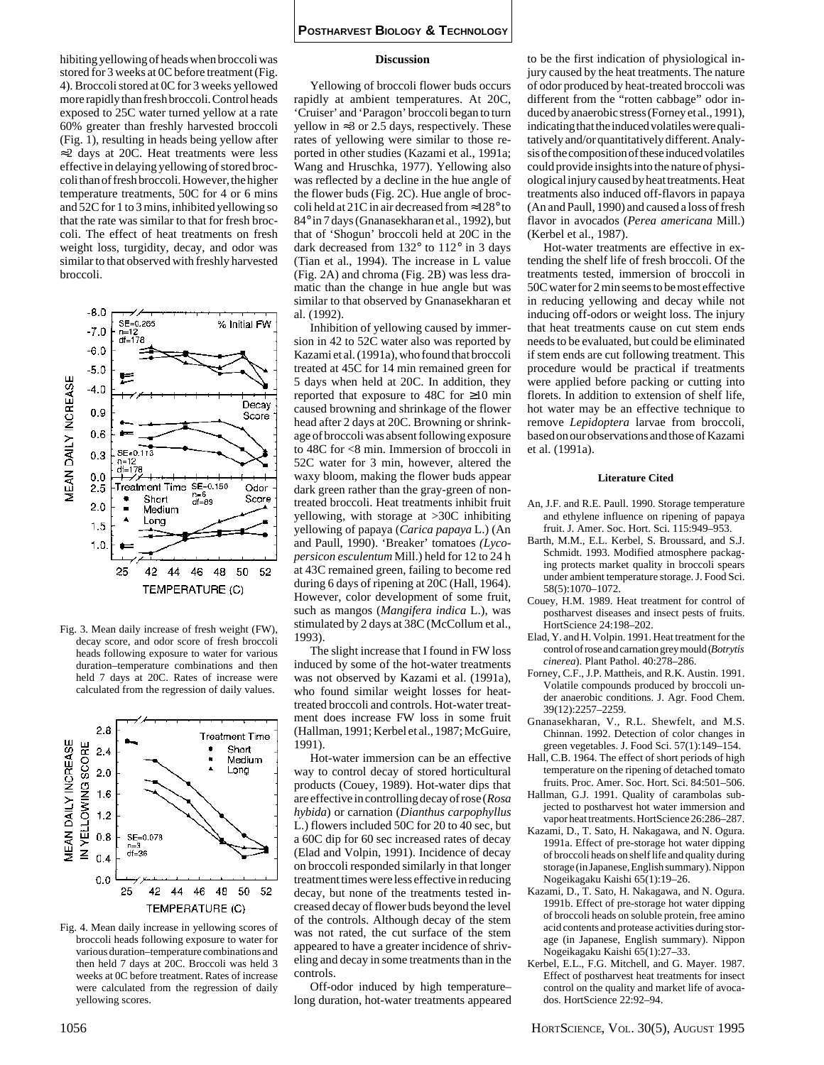hibiting yellowing of heads when broccoli was stored for 3 weeks at 0C before treatment (Fig. 4). Broccoli stored at 0C for 3 weeks yellowed more rapidly than fresh broccoli. Control heads exposed to 25C water turned yellow at a rate 60% greater than freshly harvested broccoli (Fig. 1), resulting in heads being yellow after ≈2 days at 20C. Heat treatments were less effective in delaying yellowing of stored broccoli than of fresh broccoli. However, the higher temperature treatments, 50C for 4 or 6 mins and 52C for 1 to 3 mins, inhibited yellowing so that the rate was similar to that for fresh broccoli. The effect of heat treatments on fresh weight loss, turgidity, decay, and odor was similar to that observed with freshly harvested broccoli.

Fig. 3. Mean daily increase of fresh weight (FW), decay score, and odor score of fresh broccoli heads following exposure to water for various duration–temperature combinations and then held 7 days at 20C. Rates of increase were calculated from the regression of daily values.

Fig. 4. Mean daily increase in yellowing scores of broccoli heads following exposure to water for various duration–temperature combinations and then held 7 days at 20C. Broccoli was held 3 weeks at 0C before treatment. Rates of increase were calculated from the regression of daily yellowing scores.

## Discussion

Yellowing of broccoli flower buds occurs rapidly at ambient temperatures. At 20C, 'Cruiser' and 'Paragon' broccoli began to turn yellow in ≈3 or 2.5 days, respectively. These rates of yellowing were similar to those reported in other studies (Kazami et al., 1991a; Wang and Hruschka, 1977). Yellowing also was reflected by a decline in the hue angle of the flower buds (Fig. 2C). Hue angle of broccoli held at 21C in air decreased from ≈128° to 84° in 7 days (Gnanasekharan et al., 1992), but that of 'Shogun' broccoli held at 20C in the dark decreased from 132° to 112° in 3 days (Tian et al., 1994). The increase in L value (Fig. 2A) and chroma (Fig. 2B) was less dramatic than the change in hue angle but was similar to that observed by Gnanasekharan et al. (1992).

Inhibition of yellowing caused by immersion in 42 to 52C water also was reported by Kazami et al. (1991a), who found that broccoli treated at 45C for 14 min remained green for 5 days when held at 20C. In addition, they reported that exposure to 48C for ≥10 min caused browning and shrinkage of the flower head after 2 days at 20C. Browning or shrinkage of broccoli was absent following exposure to 48C for <8 min. Immersion of broccoli in 52C water for 3 min, however, altered the waxy bloom, making the flower buds appear dark green rather than the gray-green of nontreated broccoli. Heat treatments inhibit fruit yellowing, with storage at >30C inhibiting yellowing of papaya (*Carica papaya* L.) (An and Paull, 1990). 'Breaker' tomatoes (*Lycopersicon esculentum* Mill.) held for 12 to 24 h at 43C remained green, failing to become red during 6 days of ripening at 20C (Hall, 1964). However, color development of some fruit, such as mangos (*Mangifera indica* L.), was stimulated by 2 days at 38C (McCollum et al., 1993).

The slight increase that I found in FW loss induced by some of the hot-water treatments was not observed by Kazami et al. (1991a), who found similar weight losses for heat-treated broccoli and controls. Hot-water treatment does increase FW loss in some fruit (Hallman, 1991; Kerbel et al., 1987; McGuire, 1991).

Hot-water immersion can be an effective way to control decay of stored horticultural products (Couey, 1989). Hot-water dips that are effective in controlling decay of rose (*Rosa hybida*) or carnation (*Dianthus carpophyllus* L.) flowers included 50C for 20 to 40 sec, but a 60C dip for 60 sec increased rates of decay (Elad and Volpin, 1991). Incidence of decay on broccoli responded similarly in that longer treatment times were less effective in reducing decay, but none of the treatments tested increased decay of flower buds beyond the level of the controls. Although decay of the stem was not rated, the cut surface of the stem appeared to have a greater incidence of shriveling and decay in some treatments than in the controls.

Off-odor induced by high temperature–long duration, hot-water treatments appeared to be the first indication of physiological injury caused by the heat treatments. The nature of odor produced by heat-treated broccoli was different from the "rotten cabbage" odor induced by anaerobic stress (Forney et al., 1991), indicating that the induced volatiles were qualitatively and/or quantitatively different. Analysis of the composition of these induced volatiles could provide insights into the nature of physiological injury caused by heat treatments. Heat treatments also induced off-flavors in papaya (An and Paull, 1990) and caused a loss of fresh flavor in avocados (*Perea americana* Mill.) (Kerbel et al., 1987).

Hot-water treatments are effective in extending the shelf life of fresh broccoli. Of the treatments tested, immersion of broccoli in 50C water for 2 min seems to be most effective in reducing yellowing and decay while not inducing off-odors or weight loss. The injury that heat treatments cause on cut stem ends needs to be evaluated, but could be eliminated if stem ends are cut following treatment. This procedure would be practical if treatments were applied before packing or cutting into florets. In addition to extension of shelf life, hot water may be an effective technique to remove *Lepidoptera* larvae from broccoli, based on our observations and those of Kazami et al. (1991a).

## Literature Cited

- An, J.F. and R.E. Paull. 1990. Storage temperature and ethylene influence on ripening of papaya fruit. J. Amer. Soc. Hort. Sci. 115:949–953.
- Barth, M.M., E.L. Kerbel, S. Broussard, and S.J. Schmidt. 1993. Modified atmosphere packaging protects market quality in broccoli spears under ambient temperature storage. J. Food Sci. 58(5):1070–1072.
- Couey, H.M. 1989. Heat treatment for control of postharvest diseases and insect pests of fruits. HortScience 24:198–202.
- Elad, Y. and H. Volpin. 1991. Heat treatment for the control of rose and carnation grey mould (*Botrytis cinerea*). Plant Pathol. 40:278–286.
- Forney, C.F., J.P. Mattheis, and R.K. Austin. 1991. Volatile compounds produced by broccoli under anaerobic conditions. J. Agr. Food Chem. 39(12):2257–2259.
- Gnanasekharan, V., R.L. Shewfelt, and M.S. Chinnan. 1992. Detection of color changes in green vegetables. J. Food Sci. 57(1):149–154.
- Hall, C.B. 1964. The effect of short periods of high temperature on the ripening of detached tomato fruits. Proc. Amer. Soc. Hort. Sci. 84:501–506.
- Hallman, G.J. 1991. Quality of carambolas subjected to postharvest hot water immersion and vapor heat treatments. HortScience 26:286–287.
- Kazami, D., T. Sato, H. Nakagawa, and N. Ogura. 1991a. Effect of pre-storage hot water dipping of broccoli heads on shelf life and quality during storage (in Japanese, English summary). Nippon Nogeikagaku Kaishi 65(1):19–26.
- Kazami, D., T. Sato, H. Nakagawa, and N. Ogura. 1991b. Effect of pre-storage hot water dipping of broccoli heads on soluble protein, free amino acid contents and protease activities during storage (in Japanese, English summary). Nippon Nogeikagaku Kaishi 65(1):27–33.
- Kerbel, E.L., F.G. Mitchell, and G. Mayer. 1987. Effect of postharvest heat treatments for insect control on the quality and market life of avocados. HortScience 22:92–94.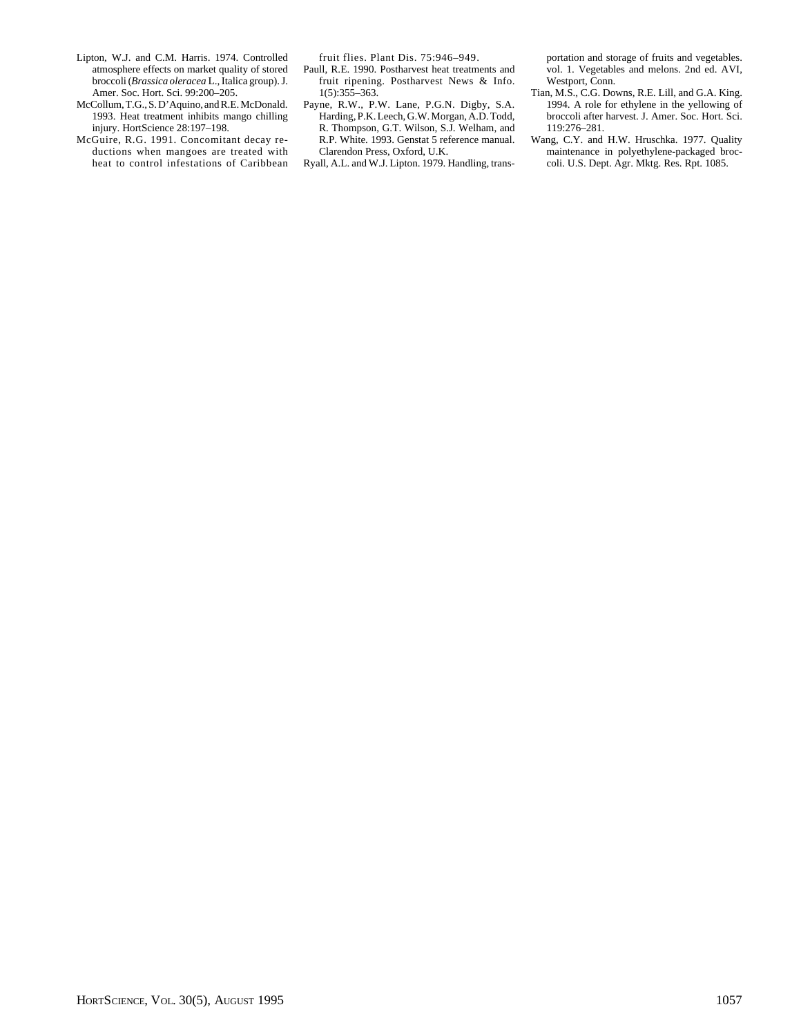Lipton, W.J. and C.M. Harris. 1974. Controlled atmosphere effects on market quality of stored broccoli (*Brassica oleracea* L., Italica group). J. Amer. Soc. Hort. Sci. 99:200–205.

McCollum, T.G., S. D'Aquino, and R.E. McDonald. 1993. Heat treatment inhibits mango chilling injury. HortScience 28:197–198.

McGuire, R.G. 1991. Concomitant decay reductions when mangoes are treated with heat to control infestations of Caribbean fruit flies. Plant Dis. 75:946–949.

Paull, R.E. 1990. Postharvest heat treatments and fruit ripening. Postharvest News & Info. 1(5):355–363.

Payne, R.W., P.W. Lane, P.G.N. Digby, S.A. Harding, P.K. Leech, G.W. Morgan, A.D. Todd, R. Thompson, G.T. Wilson, S.J. Welham, and R.P. White. 1993. Genstat 5 reference manual. Clarendon Press, Oxford, U.K.

Ryall, A.L. and W.J. Lipton. 1979. Handling, transportation and storage of fruits and vegetables. vol. 1. Vegetables and melons. 2nd ed. AVI, Westport, Conn.

Tian, M.S., C.G. Downs, R.E. Lill, and G.A. King. 1994. A role for ethylene in the yellowing of broccoli after harvest. J. Amer. Soc. Hort. Sci. 119:276–281.

Wang, C.Y. and H.W. Hruschka. 1977. Quality maintenance in polyethylene-packaged broccoli. U.S. Dept. Agr. Mktg. Res. Rpt. 1085.